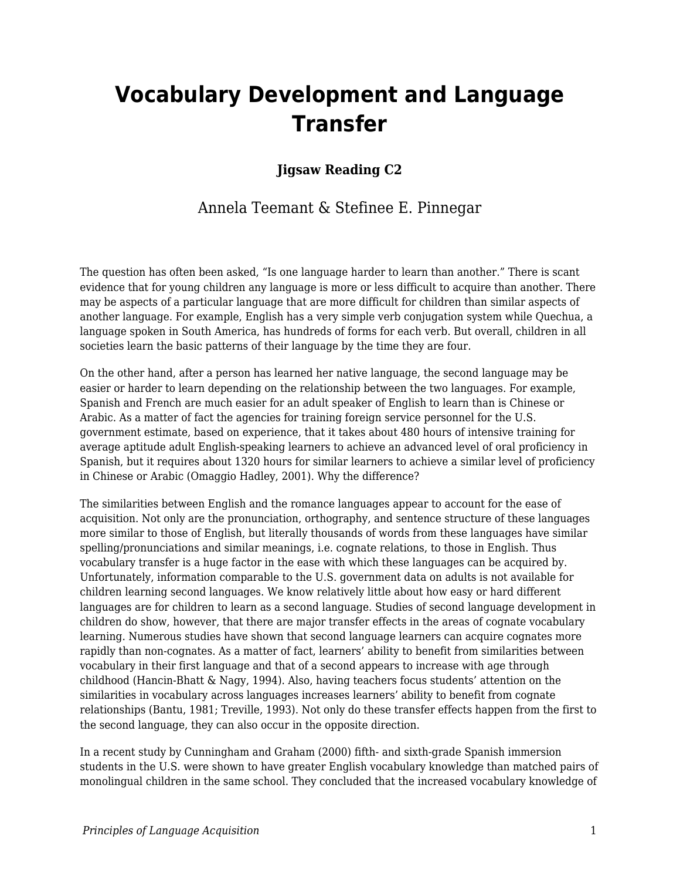# Vocabulary Development and Language Transfer

**Jigsaw Reading C2**

Annela Teemant & Stefinee E. Pinnegar

The question has often been asked, "Is one language harder to learn than another." There is scant evidence that for young children any language is more or less difficult to acquire than another. There may be aspects of a particular language that are more difficult for children than similar aspects of another language. For example, English has a very simple verb conjugation system while Quechua, a language spoken in South America, has hundreds of forms for each verb. But overall, children in all societies learn the basic patterns of their language by the time they are four.

On the other hand, after a person has learned her native language, the second language may be easier or harder to learn depending on the relationship between the two languages. For example, Spanish and French are much easier for an adult speaker of English to learn than is Chinese or Arabic. As a matter of fact the agencies for training foreign service personnel for the U.S. government estimate, based on experience, that it takes about 480 hours of intensive training for average aptitude adult English-speaking learners to achieve an advanced level of oral proficiency in Spanish, but it requires about 1320 hours for similar learners to achieve a similar level of proficiency in Chinese or Arabic (Omaggio Hadley, 2001). Why the difference?

The similarities between English and the romance languages appear to account for the ease of acquisition. Not only are the pronunciation, orthography, and sentence structure of these languages more similar to those of English, but literally thousands of words from these languages have similar spelling/pronunciations and similar meanings, i.e. cognate relations, to those in English. Thus vocabulary transfer is a huge factor in the ease with which these languages can be acquired by. Unfortunately, information comparable to the U.S. government data on adults is not available for children learning second languages. We know relatively little about how easy or hard different languages are for children to learn as a second language. Studies of second language development in children do show, however, that there are major transfer effects in the areas of cognate vocabulary learning. Numerous studies have shown that second language learners can acquire cognates more rapidly than non-cognates. As a matter of fact, learners' ability to benefit from similarities between vocabulary in their first language and that of a second appears to increase with age through childhood (Hancin-Bhatt & Nagy, 1994). Also, having teachers focus students' attention on the similarities in vocabulary across languages increases learners' ability to benefit from cognate relationships (Bantu, 1981; Treville, 1993). Not only do these transfer effects happen from the first to the second language, they can also occur in the opposite direction.

In a recent study by Cunningham and Graham (2000) fifth- and sixth-grade Spanish immersion students in the U.S. were shown to have greater English vocabulary knowledge than matched pairs of monolingual children in the same school. They concluded that the increased vocabulary knowledge of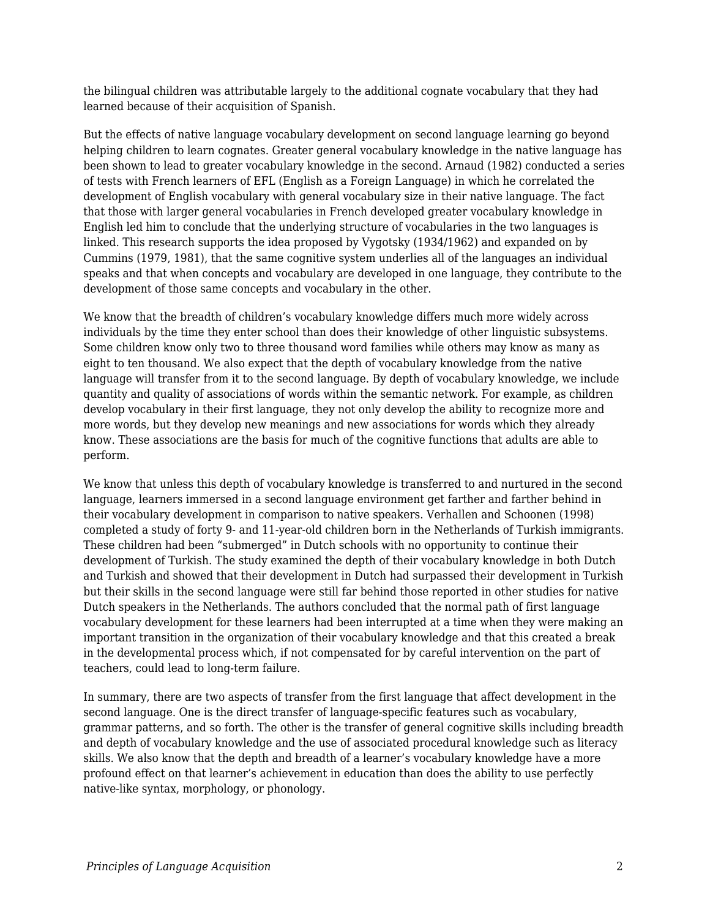the bilingual children was attributable largely to the additional cognate vocabulary that they had learned because of their acquisition of Spanish.

But the effects of native language vocabulary development on second language learning go beyond helping children to learn cognates. Greater general vocabulary knowledge in the native language has been shown to lead to greater vocabulary knowledge in the second. Arnaud (1982) conducted a series of tests with French learners of EFL (English as a Foreign Language) in which he correlated the development of English vocabulary with general vocabulary size in their native language. The fact that those with larger general vocabularies in French developed greater vocabulary knowledge in English led him to conclude that the underlying structure of vocabularies in the two languages is linked. This research supports the idea proposed by Vygotsky (1934/1962) and expanded on by Cummins (1979, 1981), that the same cognitive system underlies all of the languages an individual speaks and that when concepts and vocabulary are developed in one language, they contribute to the development of those same concepts and vocabulary in the other.

We know that the breadth of children's vocabulary knowledge differs much more widely across individuals by the time they enter school than does their knowledge of other linguistic subsystems. Some children know only two to three thousand word families while others may know as many as eight to ten thousand. We also expect that the depth of vocabulary knowledge from the native language will transfer from it to the second language. By depth of vocabulary knowledge, we include quantity and quality of associations of words within the semantic network. For example, as children develop vocabulary in their first language, they not only develop the ability to recognize more and more words, but they develop new meanings and new associations for words which they already know. These associations are the basis for much of the cognitive functions that adults are able to perform.

We know that unless this depth of vocabulary knowledge is transferred to and nurtured in the second language, learners immersed in a second language environment get farther and farther behind in their vocabulary development in comparison to native speakers. Verhallen and Schoonen (1998) completed a study of forty 9- and 11-year-old children born in the Netherlands of Turkish immigrants. These children had been "submerged" in Dutch schools with no opportunity to continue their development of Turkish. The study examined the depth of their vocabulary knowledge in both Dutch and Turkish and showed that their development in Dutch had surpassed their development in Turkish but their skills in the second language were still far behind those reported in other studies for native Dutch speakers in the Netherlands. The authors concluded that the normal path of first language vocabulary development for these learners had been interrupted at a time when they were making an important transition in the organization of their vocabulary knowledge and that this created a break in the developmental process which, if not compensated for by careful intervention on the part of teachers, could lead to long-term failure.

In summary, there are two aspects of transfer from the first language that affect development in the second language. One is the direct transfer of language-specific features such as vocabulary, grammar patterns, and so forth. The other is the transfer of general cognitive skills including breadth and depth of vocabulary knowledge and the use of associated procedural knowledge such as literacy skills. We also know that the depth and breadth of a learner's vocabulary knowledge have a more profound effect on that learner's achievement in education than does the ability to use perfectly native-like syntax, morphology, or phonology.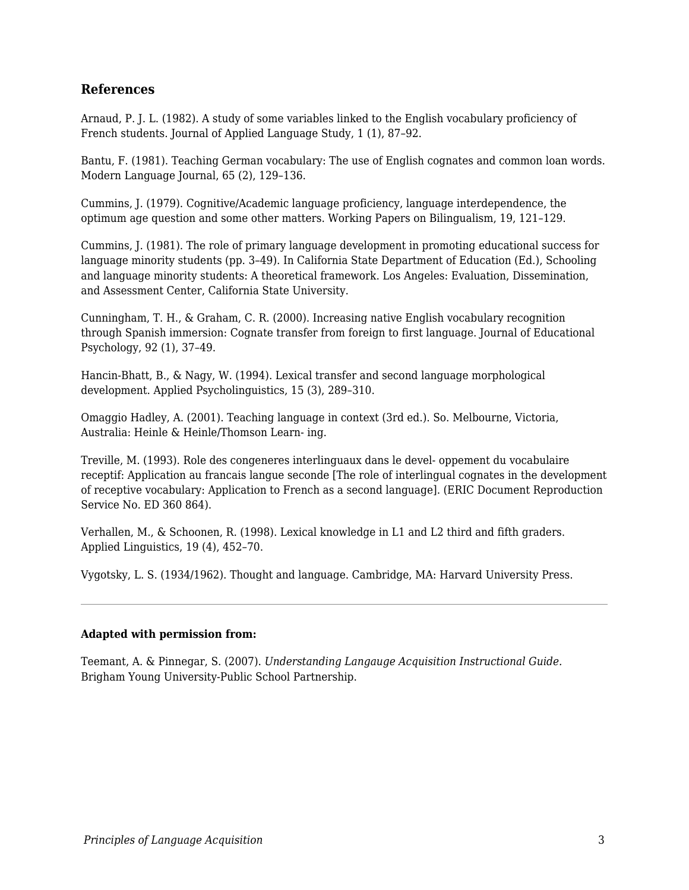### References

Arnaud, P. J. L. (1982). A study of some variables linked to the English vocabulary proficiency of French students. Journal of Applied Language Study, 1 (1), 87–92.

Bantu, F. (1981). Teaching German vocabulary: The use of English cognates and common loan words. Modern Language Journal, 65 (2), 129–136.

Cummins, J. (1979). Cognitive/Academic language proficiency, language interdependence, the optimum age question and some other matters. Working Papers on Bilingualism, 19, 121–129.

Cummins, J. (1981). The role of primary language development in promoting educational success for language minority students (pp. 3–49). In California State Department of Education (Ed.), Schooling and language minority students: A theoretical framework. Los Angeles: Evaluation, Dissemination, and Assessment Center, California State University.

Cunningham, T. H., & Graham, C. R. (2000). Increasing native English vocabulary recognition through Spanish immersion: Cognate transfer from foreign to first language. Journal of Educational Psychology, 92 (1), 37–49.

Hancin-Bhatt, B., & Nagy, W. (1994). Lexical transfer and second language morphological development. Applied Psycholinguistics, 15 (3), 289–310.

Omaggio Hadley, A. (2001). Teaching language in context (3rd ed.). So. Melbourne, Victoria, Australia: Heinle & Heinle/Thomson Learn- ing.

Treville, M. (1993). Role des congeneres interlinguaux dans le devel- oppement du vocabulaire receptif: Application au francais langue seconde [The role of interlingual cognates in the development of receptive vocabulary: Application to French as a second language]. (ERIC Document Reproduction Service No. ED 360 864).

Verhallen, M., & Schoonen, R. (1998). Lexical knowledge in L1 and L2 third and fifth graders. Applied Linguistics, 19 (4), 452–70.

Vygotsky, L. S. (1934/1962). Thought and language. Cambridge, MA: Harvard University Press.

---

**Adapted with permission from:**

Teemant, A. & Pinnegar, S. (2007). *Understanding Langauge Acquisition Instructional Guide.* Brigham Young University-Public School Partnership.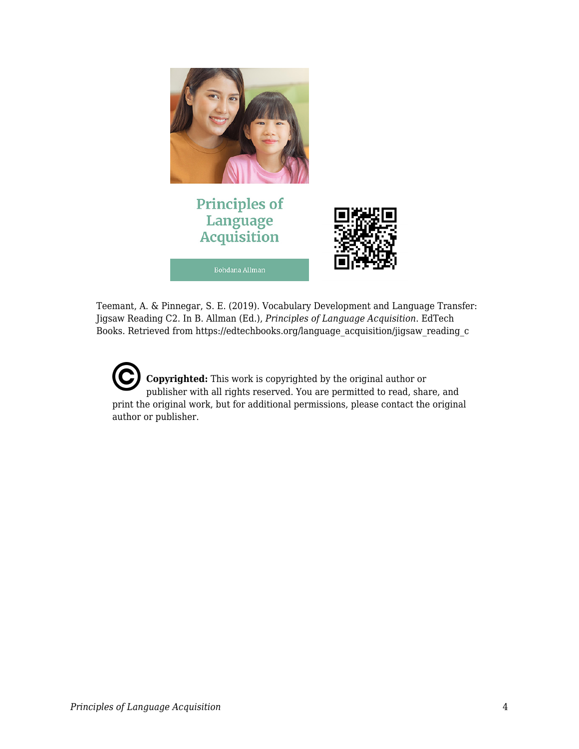Principles of Language Acquisition

Bohdana Allman

Teemant, A. & Pinnegar, S. E. (2019). Vocabulary Development and Language Transfer: Jigsaw Reading C2. In B. Allman (Ed.), *Principles of Language Acquisition*. EdTech Books. Retrieved from https://edtechbooks.org/language_acquisition/jigsaw_reading_c

**Copyrighted:** This work is copyrighted by the original author or publisher with all rights reserved. You are permitted to read, share, and print the original work, but for additional permissions, please contact the original author or publisher.